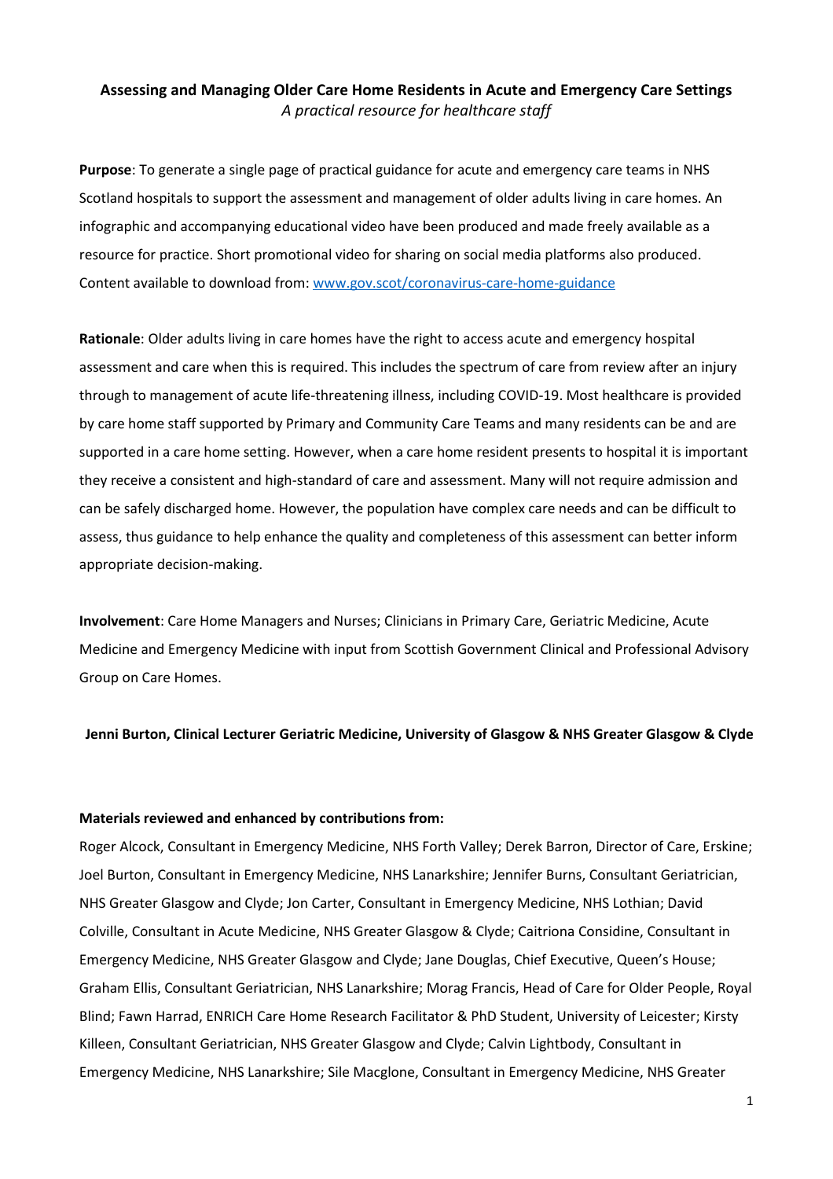# Assessing and Managing Older Care Home Residents in Acute and Emergency Care Settings

*A practical resource for healthcare staff*

**Purpose**: To generate a single page of practical guidance for acute and emergency care teams in NHS Scotland hospitals to support the assessment and management of older adults living in care homes. An infographic and accompanying educational video have been produced and made freely available as a resource for practice. Short promotional video for sharing on social media platforms also produced. Content available to download from: [www.gov.scot/coronavirus-care-home-guidance](www.gov.scot/coronavirus-care-home-guidance)

**Rationale**: Older adults living in care homes have the right to access acute and emergency hospital assessment and care when this is required. This includes the spectrum of care from review after an injury through to management of acute life-threatening illness, including COVID-19. Most healthcare is provided by care home staff supported by Primary and Community Care Teams and many residents can be and are supported in a care home setting. However, when a care home resident presents to hospital it is important they receive a consistent and high-standard of care and assessment. Many will not require admission and can be safely discharged home. However, the population have complex care needs and can be difficult to assess, thus guidance to help enhance the quality and completeness of this assessment can better inform appropriate decision-making.

**Involvement**: Care Home Managers and Nurses; Clinicians in Primary Care, Geriatric Medicine, Acute Medicine and Emergency Medicine with input from Scottish Government Clinical and Professional Advisory Group on Care Homes.

**Jenni Burton, Clinical Lecturer Geriatric Medicine, University of Glasgow & NHS Greater Glasgow & Clyde**

**Materials reviewed and enhanced by contributions from:**

Roger Alcock, Consultant in Emergency Medicine, NHS Forth Valley; Derek Barron, Director of Care, Erskine; Joel Burton, Consultant in Emergency Medicine, NHS Lanarkshire; Jennifer Burns, Consultant Geriatrician, NHS Greater Glasgow and Clyde; Jon Carter, Consultant in Emergency Medicine, NHS Lothian; David Colville, Consultant in Acute Medicine, NHS Greater Glasgow & Clyde; Caitriona Considine, Consultant in Emergency Medicine, NHS Greater Glasgow and Clyde; Jane Douglas, Chief Executive, Queen's House; Graham Ellis, Consultant Geriatrician, NHS Lanarkshire; Morag Francis, Head of Care for Older People, Royal Blind; Fawn Harrad, ENRICH Care Home Research Facilitator & PhD Student, University of Leicester; Kirsty Killeen, Consultant Geriatrician, NHS Greater Glasgow and Clyde; Calvin Lightbody, Consultant in Emergency Medicine, NHS Lanarkshire; Sile Macglone, Consultant in Emergency Medicine, NHS Greater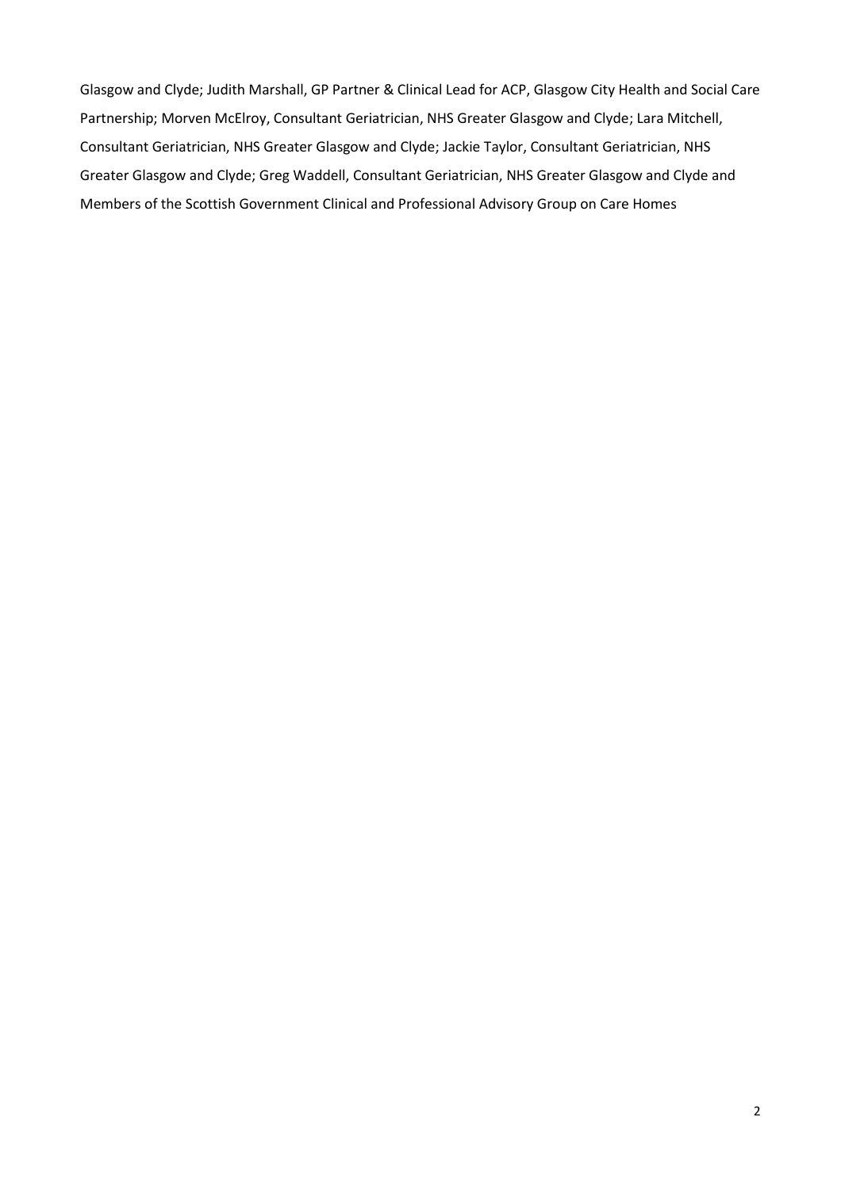Glasgow and Clyde; Judith Marshall, GP Partner & Clinical Lead for ACP, Glasgow City Health and Social Care Partnership; Morven McElroy, Consultant Geriatrician, NHS Greater Glasgow and Clyde; Lara Mitchell, Consultant Geriatrician, NHS Greater Glasgow and Clyde; Jackie Taylor, Consultant Geriatrician, NHS Greater Glasgow and Clyde; Greg Waddell, Consultant Geriatrician, NHS Greater Glasgow and Clyde and Members of the Scottish Government Clinical and Professional Advisory Group on Care Homes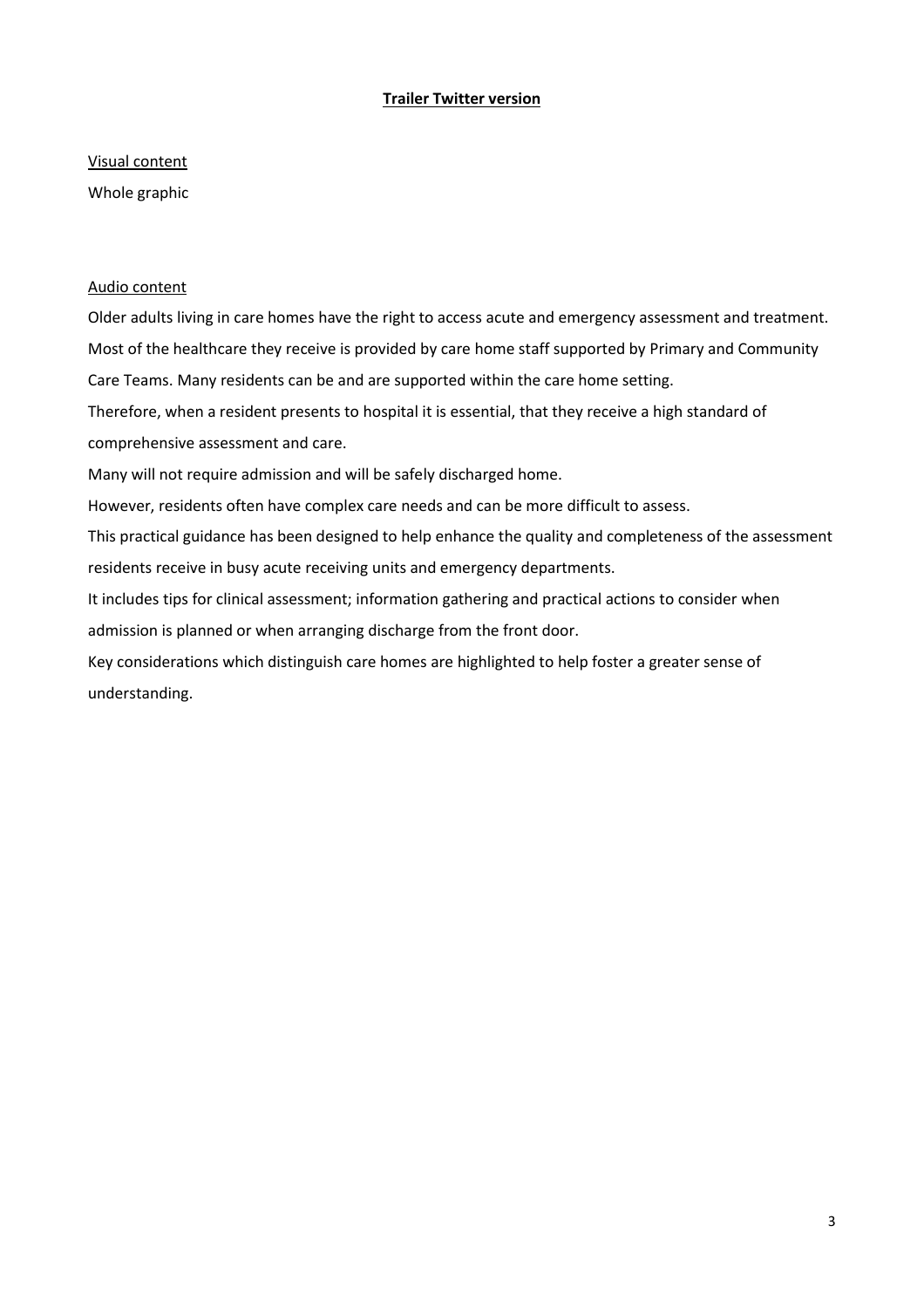## **Trailer Twitter version**

Visual content

Whole graphic

Audio content

Older adults living in care homes have the right to access acute and emergency assessment and treatment. Most of the healthcare they receive is provided by care home staff supported by Primary and Community Care Teams. Many residents can be and are supported within the care home setting.

Therefore, when a resident presents to hospital it is essential, that they receive a high standard of comprehensive assessment and care.

Many will not require admission and will be safely discharged home.

However, residents often have complex care needs and can be more difficult to assess.

This practical guidance has been designed to help enhance the quality and completeness of the assessment residents receive in busy acute receiving units and emergency departments.

It includes tips for clinical assessment; information gathering and practical actions to consider when admission is planned or when arranging discharge from the front door.

Key considerations which distinguish care homes are highlighted to help foster a greater sense of understanding.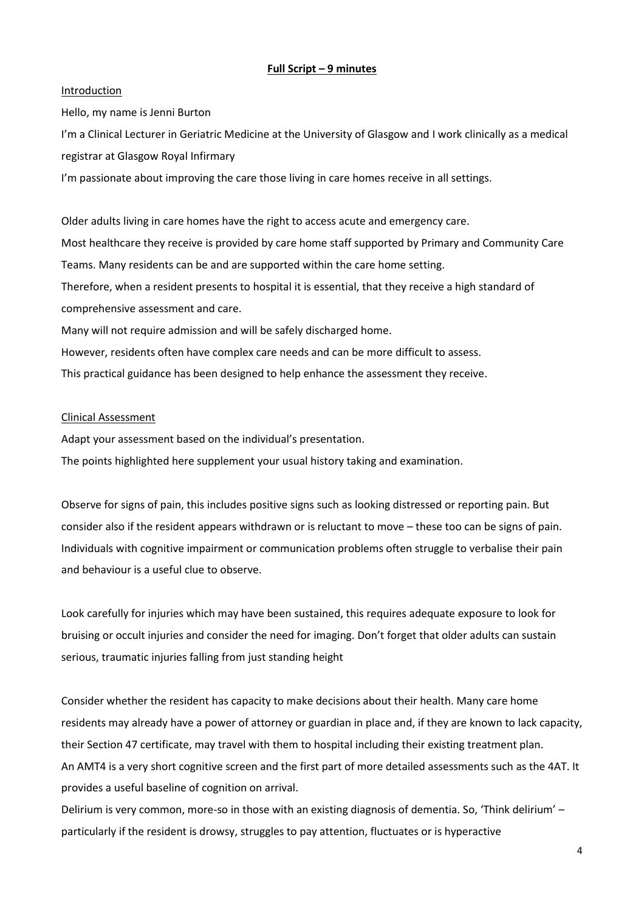**Full Script – 9 minutes**

Introduction

Hello, my name is Jenni Burton

I'm a Clinical Lecturer in Geriatric Medicine at the University of Glasgow and I work clinically as a medical registrar at Glasgow Royal Infirmary

I'm passionate about improving the care those living in care homes receive in all settings.

Older adults living in care homes have the right to access acute and emergency care.

Most healthcare they receive is provided by care home staff supported by Primary and Community Care Teams. Many residents can be and are supported within the care home setting.

Therefore, when a resident presents to hospital it is essential, that they receive a high standard of comprehensive assessment and care.

Many will not require admission and will be safely discharged home.

However, residents often have complex care needs and can be more difficult to assess.

This practical guidance has been designed to help enhance the assessment they receive.

Clinical Assessment

Adapt your assessment based on the individual's presentation.

The points highlighted here supplement your usual history taking and examination.

Observe for signs of pain, this includes positive signs such as looking distressed or reporting pain. But consider also if the resident appears withdrawn or is reluctant to move – these too can be signs of pain. Individuals with cognitive impairment or communication problems often struggle to verbalise their pain and behaviour is a useful clue to observe.

Look carefully for injuries which may have been sustained, this requires adequate exposure to look for bruising or occult injuries and consider the need for imaging. Don't forget that older adults can sustain serious, traumatic injuries falling from just standing height

Consider whether the resident has capacity to make decisions about their health. Many care home residents may already have a power of attorney or guardian in place and, if they are known to lack capacity, their Section 47 certificate, may travel with them to hospital including their existing treatment plan.

An AMT4 is a very short cognitive screen and the first part of more detailed assessments such as the 4AT. It provides a useful baseline of cognition on arrival.

Delirium is very common, more-so in those with an existing diagnosis of dementia. So, 'Think delirium' – particularly if the resident is drowsy, struggles to pay attention, fluctuates or is hyperactive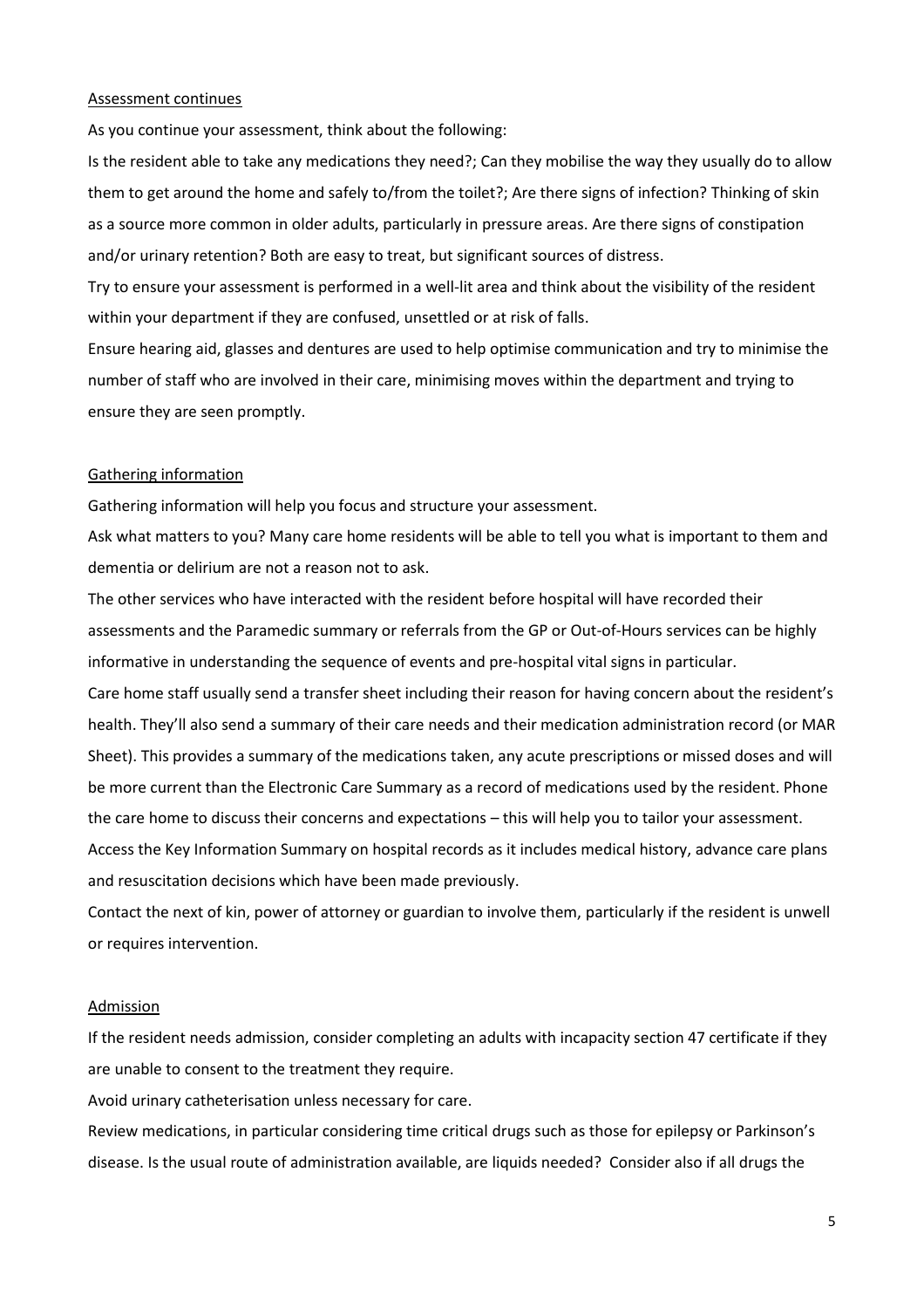## Assessment continues

As you continue your assessment, think about the following:

Is the resident able to take any medications they need?; Can they mobilise the way they usually do to allow them to get around the home and safely to/from the toilet?; Are there signs of infection? Thinking of skin as a source more common in older adults, particularly in pressure areas. Are there signs of constipation and/or urinary retention? Both are easy to treat, but significant sources of distress.

Try to ensure your assessment is performed in a well-lit area and think about the visibility of the resident within your department if they are confused, unsettled or at risk of falls.

Ensure hearing aid, glasses and dentures are used to help optimise communication and try to minimise the number of staff who are involved in their care, minimising moves within the department and trying to ensure they are seen promptly.

## Gathering information

Gathering information will help you focus and structure your assessment.

Ask what matters to you? Many care home residents will be able to tell you what is important to them and dementia or delirium are not a reason not to ask.

The other services who have interacted with the resident before hospital will have recorded their assessments and the Paramedic summary or referrals from the GP or Out-of-Hours services can be highly informative in understanding the sequence of events and pre-hospital vital signs in particular.

Care home staff usually send a transfer sheet including their reason for having concern about the resident's health. They'll also send a summary of their care needs and their medication administration record (or MAR Sheet). This provides a summary of the medications taken, any acute prescriptions or missed doses and will be more current than the Electronic Care Summary as a record of medications used by the resident. Phone the care home to discuss their concerns and expectations – this will help you to tailor your assessment.

Access the Key Information Summary on hospital records as it includes medical history, advance care plans and resuscitation decisions which have been made previously.

Contact the next of kin, power of attorney or guardian to involve them, particularly if the resident is unwell or requires intervention.

## Admission

If the resident needs admission, consider completing an adults with incapacity section 47 certificate if they are unable to consent to the treatment they require.

Avoid urinary catheterisation unless necessary for care.

Review medications, in particular considering time critical drugs such as those for epilepsy or Parkinson's disease. Is the usual route of administration available, are liquids needed? Consider also if all drugs the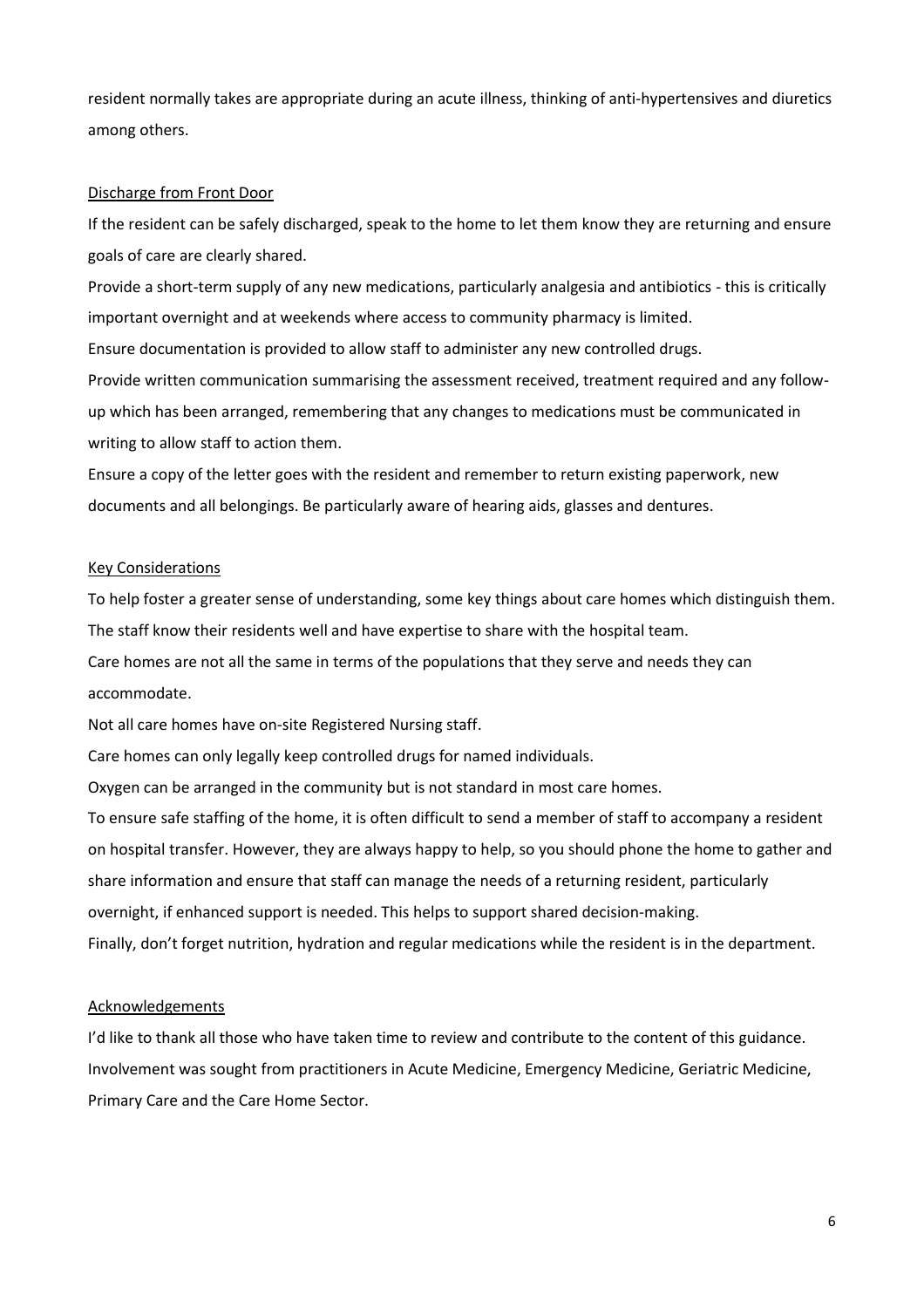resident normally takes are appropriate during an acute illness, thinking of anti-hypertensives and diuretics among others.

## Discharge from Front Door

If the resident can be safely discharged, speak to the home to let them know they are returning and ensure goals of care are clearly shared.

Provide a short-term supply of any new medications, particularly analgesia and antibiotics - this is critically important overnight and at weekends where access to community pharmacy is limited.

Ensure documentation is provided to allow staff to administer any new controlled drugs.

Provide written communication summarising the assessment received, treatment required and any follow-up which has been arranged, remembering that any changes to medications must be communicated in writing to allow staff to action them.

Ensure a copy of the letter goes with the resident and remember to return existing paperwork, new documents and all belongings. Be particularly aware of hearing aids, glasses and dentures.

## Key Considerations

To help foster a greater sense of understanding, some key things about care homes which distinguish them.

The staff know their residents well and have expertise to share with the hospital team.

Care homes are not all the same in terms of the populations that they serve and needs they can accommodate.

Not all care homes have on-site Registered Nursing staff.

Care homes can only legally keep controlled drugs for named individuals.

Oxygen can be arranged in the community but is not standard in most care homes.

To ensure safe staffing of the home, it is often difficult to send a member of staff to accompany a resident on hospital transfer. However, they are always happy to help, so you should phone the home to gather and share information and ensure that staff can manage the needs of a returning resident, particularly overnight, if enhanced support is needed. This helps to support shared decision-making.

Finally, don't forget nutrition, hydration and regular medications while the resident is in the department.

## Acknowledgements

I'd like to thank all those who have taken time to review and contribute to the content of this guidance. Involvement was sought from practitioners in Acute Medicine, Emergency Medicine, Geriatric Medicine, Primary Care and the Care Home Sector.